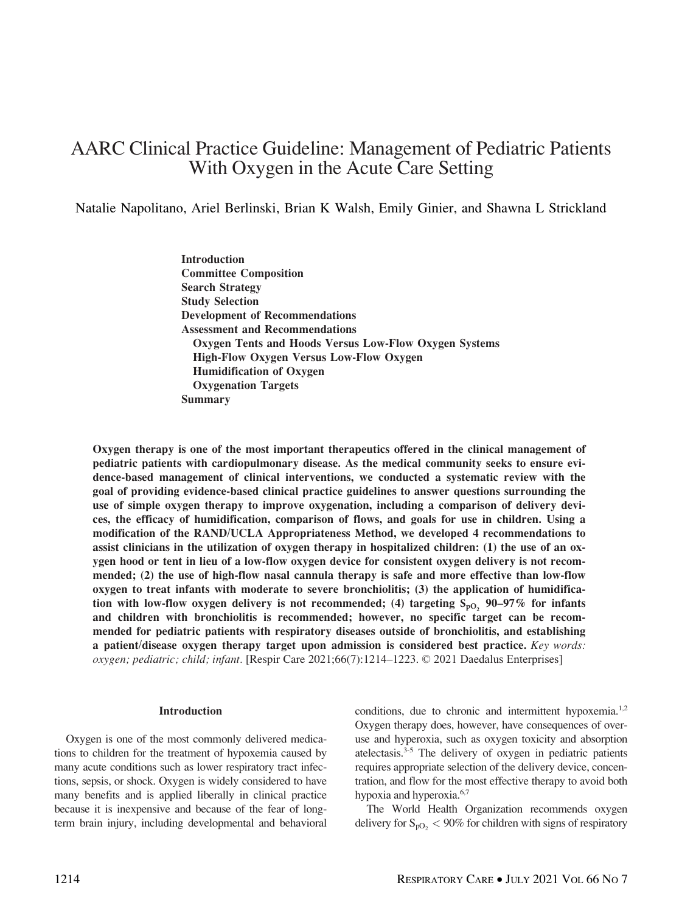# AARC Clinical Practice Guideline: Management of Pediatric Patients With Oxygen in the Acute Care Setting

Natalie Napolitano, Ariel Berlinski, Brian K Walsh, Emily Ginier, and Shawna L Strickland

**Introduction**
**Committee Composition**
**Search Strategy**
**Study Selection**
**Development of Recommendations**
**Assessment and Recommendations**
  **Oxygen Tents and Hoods Versus Low-Flow Oxygen Systems**
  **High-Flow Oxygen Versus Low-Flow Oxygen**
  **Humidification of Oxygen**
  **Oxygenation Targets**
**Summary**

**Oxygen therapy is one of the most important therapeutics offered in the clinical management of pediatric patients with cardiopulmonary disease. As the medical community seeks to ensure evidence-based management of clinical interventions, we conducted a systematic review with the goal of providing evidence-based clinical practice guidelines to answer questions surrounding the use of simple oxygen therapy to improve oxygenation, including a comparison of delivery devices, the efficacy of humidification, comparison of flows, and goals for use in children. Using a modification of the RAND/UCLA Appropriateness Method, we developed 4 recommendations to assist clinicians in the utilization of oxygen therapy in hospitalized children: (1) the use of an oxygen hood or tent in lieu of a low-flow oxygen device for consistent oxygen delivery is not recommended; (2) the use of high-flow nasal cannula therapy is safe and more effective than low-flow oxygen to treat infants with moderate to severe bronchiolitis; (3) the application of humidification with low-flow oxygen delivery is not recommended; (4) targeting $S_{pO_2}$ 90–97% for infants and children with bronchiolitis is recommended; however, no specific target can be recommended for pediatric patients with respiratory diseases outside of bronchiolitis, and establishing a patient/disease oxygen therapy target upon admission is considered best practice.** *Key words: oxygen; pediatric; child; infant.* [Respir Care 2021;66(7):1214–1223. © 2021 Daedalus Enterprises]

## Introduction

Oxygen is one of the most commonly delivered medications to children for the treatment of hypoxemia caused by many acute conditions such as lower respiratory tract infections, sepsis, or shock. Oxygen is widely considered to have many benefits and is applied liberally in clinical practice because it is inexpensive and because of the fear of long-term brain injury, including developmental and behavioral conditions, due to chronic and intermittent hypoxemia.[1,2] Oxygen therapy does, however, have consequences of overuse and hyperoxia, such as oxygen toxicity and absorption atelectasis.[3-5] The delivery of oxygen in pediatric patients requires appropriate selection of the delivery device, concentration, and flow for the most effective therapy to avoid both hypoxia and hyperoxia.[6,7]

The World Health Organization recommends oxygen delivery for $S_{pO_2} < 90\%$ for children with signs of respiratory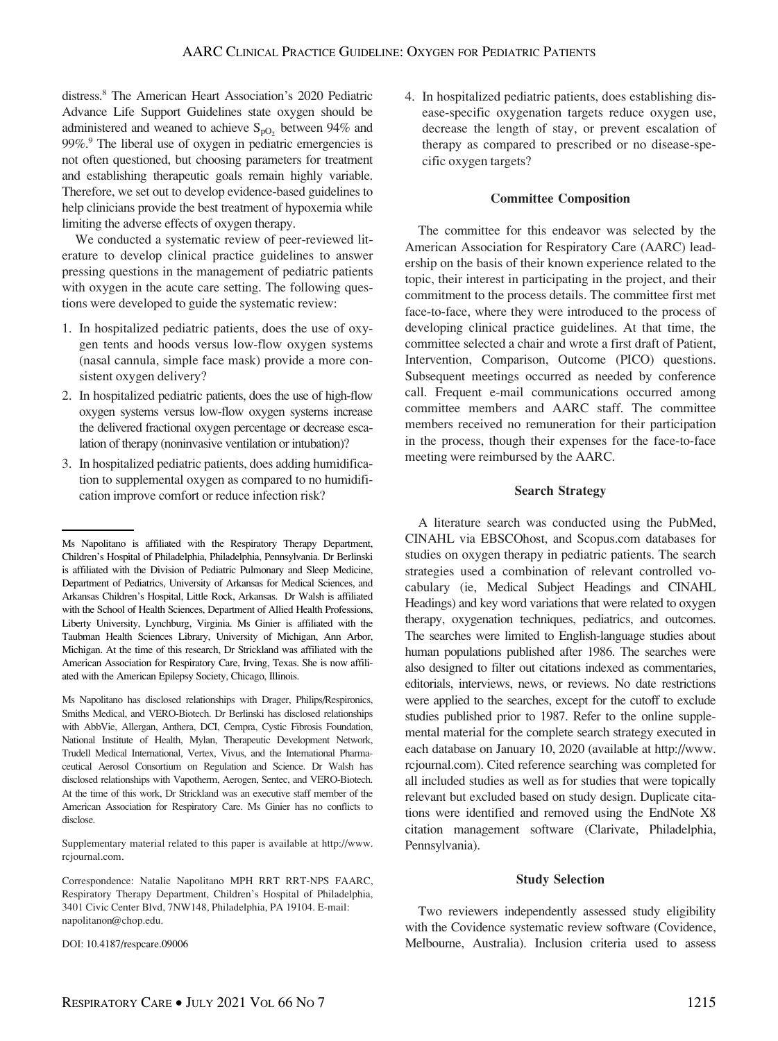distress.[8] The American Heart Association's 2020 Pediatric Advance Life Support Guidelines state oxygen should be administered and weaned to achieve $S_{pO_2}$ between 94% and 99%.[9] The liberal use of oxygen in pediatric emergencies is not often questioned, but choosing parameters for treatment and establishing therapeutic goals remain highly variable. Therefore, we set out to develop evidence-based guidelines to help clinicians provide the best treatment of hypoxemia while limiting the adverse effects of oxygen therapy.

We conducted a systematic review of peer-reviewed literature to develop clinical practice guidelines to answer pressing questions in the management of pediatric patients with oxygen in the acute care setting. The following questions were developed to guide the systematic review:

1. In hospitalized pediatric patients, does the use of oxygen tents and hoods versus low-flow oxygen systems (nasal cannula, simple face mask) provide a more consistent oxygen delivery?
2. In hospitalized pediatric patients, does the use of high-flow oxygen systems versus low-flow oxygen systems increase the delivered fractional oxygen percentage or decrease escalation of therapy (noninvasive ventilation or intubation)?
3. In hospitalized pediatric patients, does adding humidification to supplemental oxygen as compared to no humidification improve comfort or reduce infection risk?
4. In hospitalized pediatric patients, does establishing disease-specific oxygenation targets reduce oxygen use, decrease the length of stay, or prevent escalation of therapy as compared to prescribed or no disease-specific oxygen targets?

### Committee Composition

The committee for this endeavor was selected by the American Association for Respiratory Care (AARC) leadership on the basis of their known experience related to the topic, their interest in participating in the project, and their commitment to the process details. The committee first met face-to-face, where they were introduced to the process of developing clinical practice guidelines. At that time, the committee selected a chair and wrote a first draft of Patient, Intervention, Comparison, Outcome (PICO) questions. Subsequent meetings occurred as needed by conference call. Frequent e-mail communications occurred among committee members and AARC staff. The committee members received no remuneration for their participation in the process, though their expenses for the face-to-face meeting were reimbursed by the AARC.

### Search Strategy

A literature search was conducted using the PubMed, CINAHL via EBSCOhost, and Scopus.com databases for studies on oxygen therapy in pediatric patients. The search strategies used a combination of relevant controlled vocabulary (ie, Medical Subject Headings and CINAHL Headings) and key word variations that were related to oxygen therapy, oxygenation techniques, pediatrics, and outcomes. The searches were limited to English-language studies about human populations published after 1986. The searches were also designed to filter out citations indexed as commentaries, editorials, interviews, news, or reviews. No date restrictions were applied to the searches, except for the cutoff to exclude studies published prior to 1987. Refer to the online supplemental material for the complete search strategy executed in each database on January 10, 2020 (available at http://www.rcjournal.com). Cited reference searching was completed for all included studies as well as for studies that were topically relevant but excluded based on study design. Duplicate citations were identified and removed using the EndNote X8 citation management software (Clarivate, Philadelphia, Pennsylvania).

### Study Selection

Two reviewers independently assessed study eligibility with the Covidence systematic review software (Covidence, Melbourne, Australia). Inclusion criteria used to assess

---

Ms Napolitano is affiliated with the Respiratory Therapy Department, Children's Hospital of Philadelphia, Philadelphia, Pennsylvania. Dr Berlinski is affiliated with the Division of Pediatric Pulmonary and Sleep Medicine, Department of Pediatrics, University of Arkansas for Medical Sciences, and Arkansas Children's Hospital, Little Rock, Arkansas. Dr Walsh is affiliated with the School of Health Sciences, Department of Allied Health Professions, Liberty University, Lynchburg, Virginia. Ms Ginier is affiliated with the Taubman Health Sciences Library, University of Michigan, Ann Arbor, Michigan. At the time of this research, Dr Strickland was affiliated with the American Association for Respiratory Care, Irving, Texas. She is now affiliated with the American Epilepsy Society, Chicago, Illinois.

Ms Napolitano has disclosed relationships with Drager, Philips/Respironics, Smiths Medical, and VERO-Biotech. Dr Berlinski has disclosed relationships with AbbVie, Allergan, Anthera, DCI, Cempra, Cystic Fibrosis Foundation, National Institute of Health, Mylan, Therapeutic Development Network, Trudell Medical International, Vertex, Vivus, and the International Pharmaceutical Aerosol Consortium on Regulation and Science. Dr Walsh has disclosed relationships with Vapotherm, Aerogen, Sentec, and VERO-Biotech. At the time of this work, Dr Strickland was an executive staff member of the American Association for Respiratory Care. Ms Ginier has no conflicts to disclose.

Supplementary material related to this paper is available at http://www.rcjournal.com.

Correspondence: Natalie Napolitano MPH RRT RRT-NPS FAARC, Respiratory Therapy Department, Children's Hospital of Philadelphia, 3401 Civic Center Blvd, 7NW148, Philadelphia, PA 19104. E-mail: napolitanon@chop.edu.

DOI: 10.4187/respcare.09006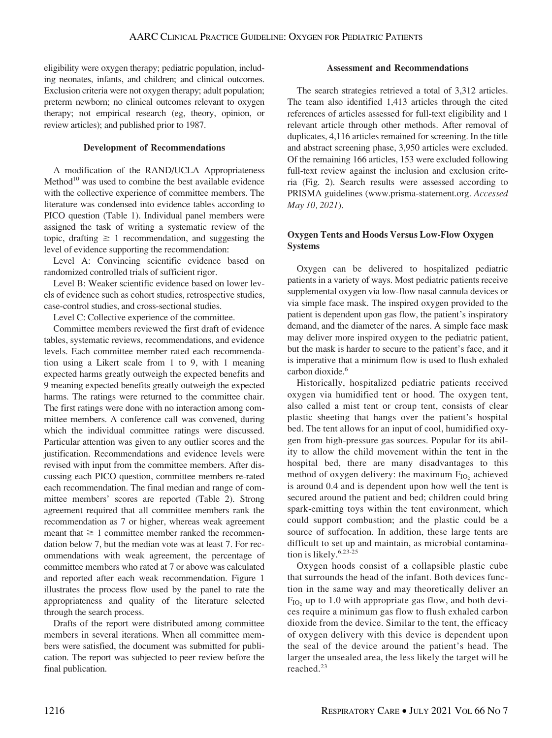eligibility were oxygen therapy; pediatric population, including neonates, infants, and children; and clinical outcomes. Exclusion criteria were not oxygen therapy; adult population; preterm newborn; no clinical outcomes relevant to oxygen therapy; not empirical research (eg, theory, opinion, or review articles); and published prior to 1987.

### Development of Recommendations

A modification of the RAND/UCLA Appropriateness Method[10] was used to combine the best available evidence with the collective experience of committee members. The literature was condensed into evidence tables according to PICO question (Table 1). Individual panel members were assigned the task of writing a systematic review of the topic, drafting $\geq$ 1 recommendation, and suggesting the level of evidence supporting the recommendation:

Level A: Convincing scientific evidence based on randomized controlled trials of sufficient rigor.

Level B: Weaker scientific evidence based on lower levels of evidence such as cohort studies, retrospective studies, case-control studies, and cross-sectional studies.

Level C: Collective experience of the committee.

Committee members reviewed the first draft of evidence tables, systematic reviews, recommendations, and evidence levels. Each committee member rated each recommendation using a Likert scale from 1 to 9, with 1 meaning expected harms greatly outweigh the expected benefits and 9 meaning expected benefits greatly outweigh the expected harms. The ratings were returned to the committee chair. The first ratings were done with no interaction among committee members. A conference call was convened, during which the individual committee ratings were discussed. Particular attention was given to any outlier scores and the justification. Recommendations and evidence levels were revised with input from the committee members. After discussing each PICO question, committee members re-rated each recommendation. The final median and range of committee members' scores are reported (Table 2). Strong agreement required that all committee members rank the recommendation as 7 or higher, whereas weak agreement meant that $\geq$ 1 committee member ranked the recommendation below 7, but the median vote was at least 7. For recommendations with weak agreement, the percentage of committee members who rated at 7 or above was calculated and reported after each weak recommendation. Figure 1 illustrates the process flow used by the panel to rate the appropriateness and quality of the literature selected through the search process.

Drafts of the report were distributed among committee members in several iterations. When all committee members were satisfied, the document was submitted for publication. The report was subjected to peer review before the final publication.

### Assessment and Recommendations

The search strategies retrieved a total of 3,312 articles. The team also identified 1,413 articles through the cited references of articles assessed for full-text eligibility and 1 relevant article through other methods. After removal of duplicates, 4,116 articles remained for screening. In the title and abstract screening phase, 3,950 articles were excluded. Of the remaining 166 articles, 153 were excluded following full-text review against the inclusion and exclusion criteria (Fig. 2). Search results were assessed according to PRISMA guidelines (www.prisma-statement.org. *Accessed May 10, 2021*).

### Oxygen Tents and Hoods Versus Low-Flow Oxygen Systems

Oxygen can be delivered to hospitalized pediatric patients in a variety of ways. Most pediatric patients receive supplemental oxygen via low-flow nasal cannula devices or via simple face mask. The inspired oxygen provided to the patient is dependent upon gas flow, the patient's inspiratory demand, and the diameter of the nares. A simple face mask may deliver more inspired oxygen to the pediatric patient, but the mask is harder to secure to the patient's face, and it is imperative that a minimum flow is used to flush exhaled carbon dioxide.[6]

Historically, hospitalized pediatric patients received oxygen via humidified tent or hood. The oxygen tent, also called a mist tent or croup tent, consists of clear plastic sheeting that hangs over the patient's hospital bed. The tent allows for an input of cool, humidified oxygen from high-pressure gas sources. Popular for its ability to allow the child movement within the tent in the hospital bed, there are many disadvantages to this method of oxygen delivery: the maximum $F_{IO_2}$ achieved is around 0.4 and is dependent upon how well the tent is secured around the patient and bed; children could bring spark-emitting toys within the tent environment, which could support combustion; and the plastic could be a source of suffocation. In addition, these large tents are difficult to set up and maintain, as microbial contamination is likely.[6,23-25]

Oxygen hoods consist of a collapsible plastic cube that surrounds the head of the infant. Both devices function in the same way and may theoretically deliver an $F_{IO_2}$ up to 1.0 with appropriate gas flow, and both devices require a minimum gas flow to flush exhaled carbon dioxide from the device. Similar to the tent, the efficacy of oxygen delivery with this device is dependent upon the seal of the device around the patient's head. The larger the unsealed area, the less likely the target will be reached.[23]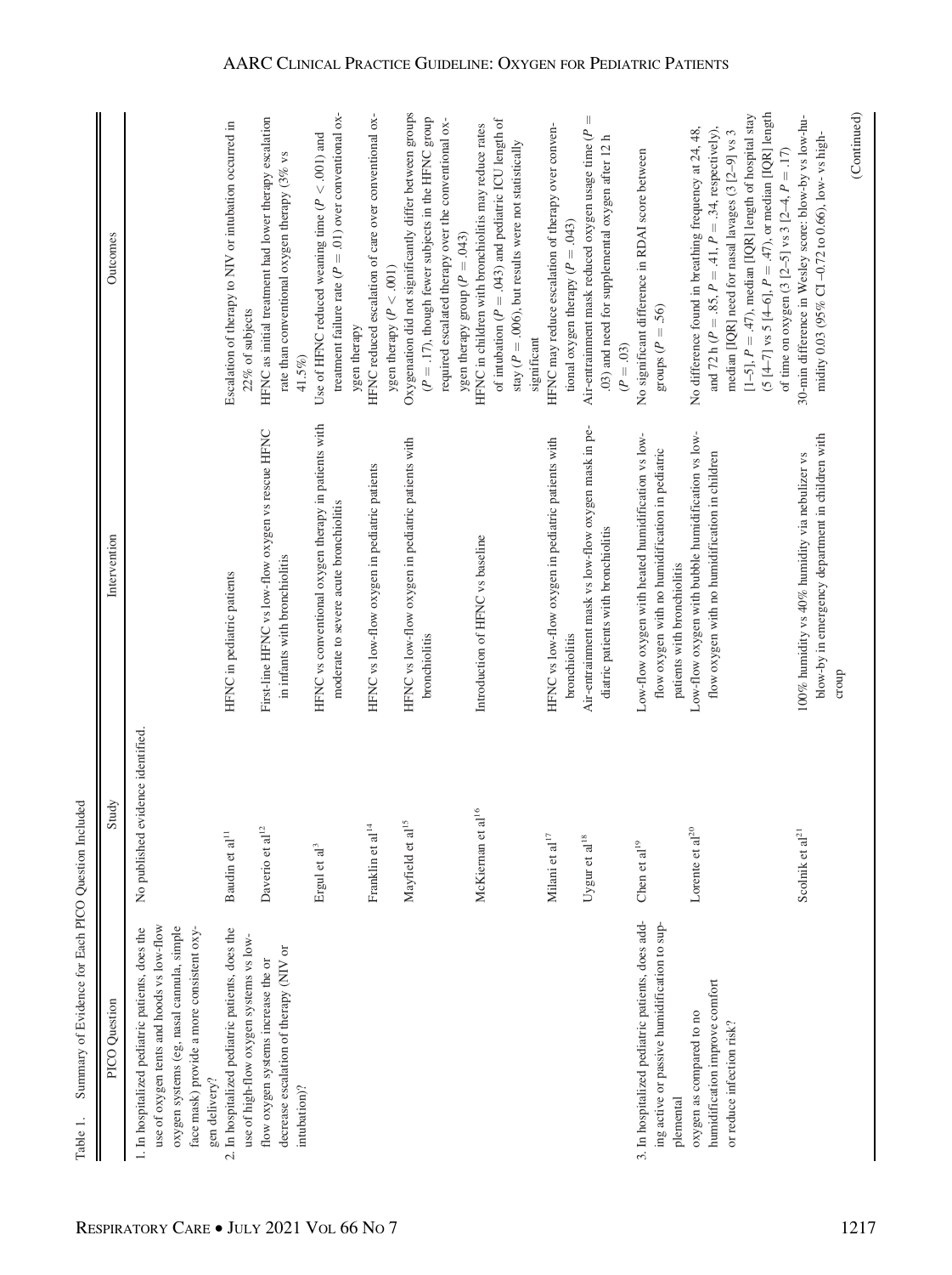Table 1. Summary of Evidence for Each PICO Question Included

| PICO Question | Study | Intervention | Outcomes |
| --- | --- | --- | --- |
| 1. In hospitalized pediatric patients, does the use of oxygen tents and hoods vs low-flow oxygen systems (eg, nasal cannula, simple face mask) provide a more consistent oxygen delivery? | No published evidence identified. | | |
| 2. In hospitalized pediatric patients, does the use of high-flow oxygen systems vs low-flow oxygen systems increase the or decrease escalation of therapy (NIV or intubation)? | Baudin et al[11] | HFNC in pediatric patients | Escalation of therapy to NIV or intubation occurred in 22% of subjects |
| | Daverio et al[12] | First-line HFNC vs low-flow oxygen vs rescue HFNC in infants with bronchiolitis | HFNC as initial treatment had lower therapy escalation rate than conventional oxygen therapy (3% vs 41.5%) |
| | Ergul et al[3] | HFNC vs conventional oxygen therapy in patients with moderate to severe acute bronchiolitis | Use of HFNC reduced weaning time ($P < .001$) and treatment failure rate ($P = .01$) over conventional oxygen therapy |
| | Franklin et al[14] | HFNC vs low-flow oxygen in pediatric patients | HFNC reduced escalation of care over conventional oxygen therapy ($P < .001$) |
| | Mayfield et al[15] | HFNC vs low-flow oxygen in pediatric patients with bronchiolitis | Oxygenation did not significantly differ between groups ($P = .17$), though fewer subjects in the HFNC group required escalated therapy over the conventional oxygen therapy group ($P = .043$) |
| | McKiernan et al[16] | Introduction of HFNC vs baseline | HFNC in children with bronchiolitis may reduce rates of intubation ($P = .043$) and pediatric ICU length of stay ($P = .006$), but results were not statistically significant |
| | Milani et al[17] | HFNC vs low-flow oxygen in pediatric patients with bronchiolitis | HFNC may reduce escalation of therapy over conventional oxygen therapy ($P = .043$) |
| | Uygur et al[18] | Air-entrainment mask vs low-flow oxygen mask in pediatric patients with bronchiolitis | Air-entrainment mask reduced oxygen usage time ($P = .03$) and need for supplemental oxygen after 12 h ($P = .03$) |
| 3. In hospitalized pediatric patients, does adding active or passive humidification to supplemental oxygen as compared to no humidification improve comfort or reduce infection risk? | Chen et al[19] | Low-flow oxygen with heated humidification vs low-flow oxygen with no humidification in pediatric patients with bronchiolitis | No significant difference in RDAI score between groups ($P = .56$) |
| | Lorente et al[20] | Low-flow oxygen with bubble humidification vs low-flow oxygen with no humidification in children | No difference found in breathing frequency at 24, 48, and 72 h ($P = .85$, $P = .41$, $P = .34$, respectively), median [IQR] need for nasal lavages (3 [2–9] vs 3 [1–5], $P = .47$), median [IQR] length of hospital stay (5 [4–7] vs 5 [4–6], $P = .47$), or median [IQR] length of time on oxygen (3 [2–5] vs 3 [2–4], $P = .17$) |
| | Scolnik et al[21] | 100% humidity vs 40% humidity via nebulizer vs blow-by in emergency department in children with croup | 30-min difference in Wesley score: blow-by vs low-humidity 0.03 (95% CI –0.72 to 0.66), low- vs high- |

(Continued)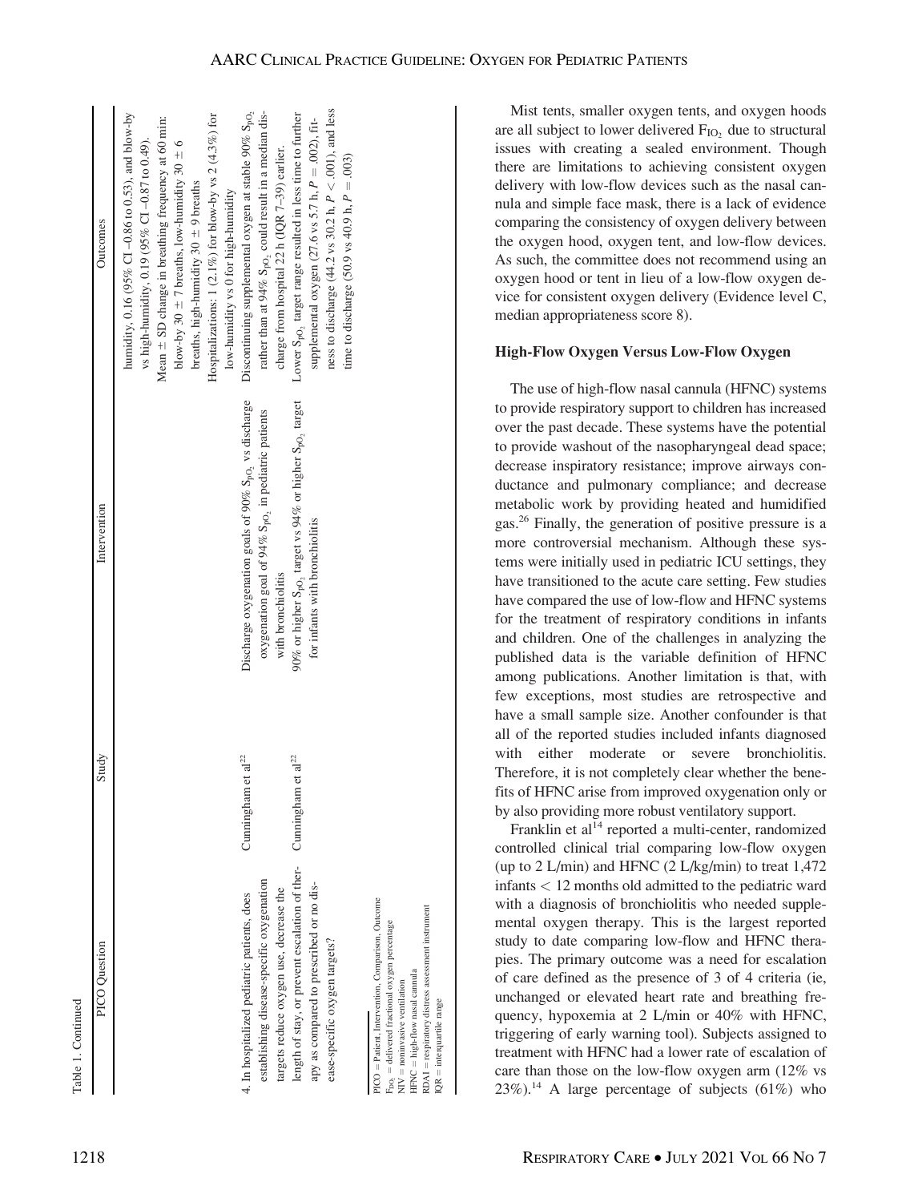Table 1. Continued

| PICO Question | Study | Intervention | Outcomes |
|---|---|---|---|
| | | | humidity, 0.16 (95% CI –0.86 to 0.53), and blow-by vs high-humidity, 0.19 (95% CI –0.87 to 0.49). Mean ± SD change in breathing frequency at 60 min: blow-by 30 ± 7 breaths, low-humidity 30 ± 6 breaths, high-humidity 30 ± 9 breaths. Hospitalizations: 1 (2.1%) for blow-by vs 2 (4.3%) for low-humidity vs 0 for high-humidity |
| 4. In hospitalized pediatric patients, does establishing disease-specific oxygenation targets reduce oxygen use, decrease the length of stay, or prevent escalation of therapy as compared to prescribed or no disease-specific oxygen targets? | Cunningham et al[22] | Discharge oxygenation goals of 90% $S_{pO_2}$ vs discharge oxygenation goal of 94% $S_{pO_2}$ in pediatric patients with bronchiolitis | Discontinuing supplemental oxygen at stable 90% $S_{pO_2}$ rather than at 94% $S_{pO_2}$ could result in a median discharge from hospital 22 h (IQR 7–39) earlier. |
| | Cunningham et al[22] | 90% or higher $S_{pO_2}$ target vs 94% or higher $S_{pO_2}$ target for infants with bronchiolitis | Lower $S_{pO_2}$ target range resulted in less time to further supplemental oxygen (27.6 vs 5.7 h, $P = .002$), fitness to discharge (44.2 vs 30.2 h, $P < .001$), and less time to discharge (50.9 vs 40.9 h, $P = .003$) |

PICO = Patient, Intervention, Comparison, Outcome
$F_{IO_2}$ = delivered fractional oxygen percentage
NIV = noninvasive ventilation
HFNC = high-flow nasal cannula
RDAI = respiratory distress assessment instrument
IQR = interquartile range

Mist tents, smaller oxygen tents, and oxygen hoods are all subject to lower delivered $F_{IO_2}$ due to structural issues with creating a sealed environment. Though there are limitations to achieving consistent oxygen delivery with low-flow devices such as the nasal cannula and simple face mask, there is a lack of evidence comparing the consistency of oxygen delivery between the oxygen hood, oxygen tent, and low-flow devices. As such, the committee does not recommend using an oxygen hood or tent in lieu of a low-flow oxygen device for consistent oxygen delivery (Evidence level C, median appropriateness score 8).

### High-Flow Oxygen Versus Low-Flow Oxygen

The use of high-flow nasal cannula (HFNC) systems to provide respiratory support to children has increased over the past decade. These systems have the potential to provide washout of the nasopharyngeal dead space; decrease inspiratory resistance; improve airways conductance and pulmonary compliance; and decrease metabolic work by providing heated and humidified gas.[26] Finally, the generation of positive pressure is a more controversial mechanism. Although these systems were initially used in pediatric ICU settings, they have transitioned to the acute care setting. Few studies have compared the use of low-flow and HFNC systems for the treatment of respiratory conditions in infants and children. One of the challenges in analyzing the published data is the variable definition of HFNC among publications. Another limitation is that, with few exceptions, most studies are retrospective and have a small sample size. Another confounder is that all of the reported studies included infants diagnosed with either moderate or severe bronchiolitis. Therefore, it is not completely clear whether the benefits of HFNC arise from improved oxygenation only or by also providing more robust ventilatory support.

Franklin et al[14] reported a multi-center, randomized controlled clinical trial comparing low-flow oxygen (up to 2 L/min) and HFNC (2 L/kg/min) to treat 1,472 infants < 12 months old admitted to the pediatric ward with a diagnosis of bronchiolitis who needed supplemental oxygen therapy. This is the largest reported study to date comparing low-flow and HFNC therapies. The primary outcome was a need for escalation of care defined as the presence of 3 of 4 criteria (ie, unchanged or elevated heart rate and breathing frequency, hypoxemia at 2 L/min or 40% with HFNC, triggering of early warning tool). Subjects assigned to treatment with HFNC had a lower rate of escalation of care than those on the low-flow oxygen arm (12% vs 23%).[14] A large percentage of subjects (61%) who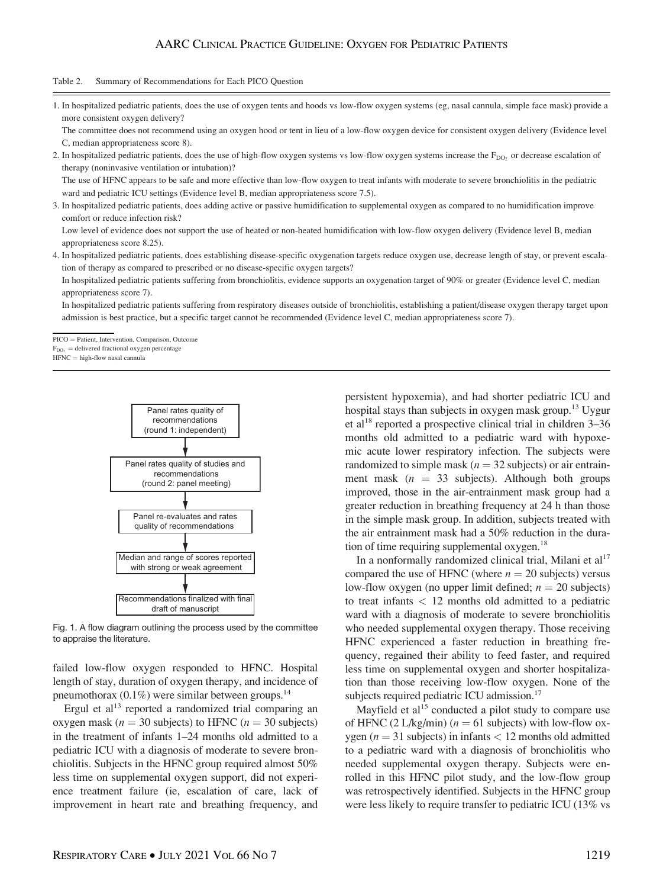Table 2. Summary of Recommendations for Each PICO Question

1. In hospitalized pediatric patients, does the use of oxygen tents and hoods vs low-flow oxygen systems (eg, nasal cannula, simple face mask) provide a more consistent oxygen delivery?
   The committee does not recommend using an oxygen hood or tent in lieu of a low-flow oxygen device for consistent oxygen delivery (Evidence level C, median appropriateness score 8).
2. In hospitalized pediatric patients, does the use of high-flow oxygen systems vs low-flow oxygen systems increase the $F_{DO_2}$ or decrease escalation of therapy (noninvasive ventilation or intubation)?
   The use of HFNC appears to be safe and more effective than low-flow oxygen to treat infants with moderate to severe bronchiolitis in the pediatric ward and pediatric ICU settings (Evidence level B, median appropriateness score 7.5).
3. In hospitalized pediatric patients, does adding active or passive humidification to supplemental oxygen as compared to no humidification improve comfort or reduce infection risk?
   Low level of evidence does not support the use of heated or non-heated humidification with low-flow oxygen delivery (Evidence level B, median appropriateness score 8.25).
4. In hospitalized pediatric patients, does establishing disease-specific oxygenation targets reduce oxygen use, decrease length of stay, or prevent escalation of therapy as compared to prescribed or no disease-specific oxygen targets?
   In hospitalized pediatric patients suffering from bronchiolitis, evidence supports an oxygenation target of 90% or greater (Evidence level C, median appropriateness score 7).
   In hospitalized pediatric patients suffering from respiratory diseases outside of bronchiolitis, establishing a patient/disease oxygen therapy target upon admission is best practice, but a specific target cannot be recommended (Evidence level C, median appropriateness score 7).

PICO = Patient, Intervention, Comparison, Outcome
$F_{DO_2}$ = delivered fractional oxygen percentage
HFNC = high-flow nasal cannula

Panel rates quality of recommendations (round 1: independent) → Panel rates quality of studies and recommendations (round 2: panel meeting) → Panel re-evaluates and rates quality of recommendations → Median and range of scores reported with strong or weak agreement → Recommendations finalized with final draft of manuscript

Fig. 1. A flow diagram outlining the process used by the committee to appraise the literature.

failed low-flow oxygen responded to HFNC. Hospital length of stay, duration of oxygen therapy, and incidence of pneumothorax (0.1%) were similar between groups.[14]

Ergul et al[13] reported a randomized trial comparing an oxygen mask ($n = 30$ subjects) to HFNC ($n = 30$ subjects) in the treatment of infants 1–24 months old admitted to a pediatric ICU with a diagnosis of moderate to severe bronchiolitis. Subjects in the HFNC group required almost 50% less time on supplemental oxygen support, did not experience treatment failure (ie, escalation of care, lack of improvement in heart rate and breathing frequency, and persistent hypoxemia), and had shorter pediatric ICU and hospital stays than subjects in oxygen mask group.[13] Uygur et al[18] reported a prospective clinical trial in children 3–36 months old admitted to a pediatric ward with hypoxemic acute lower respiratory infection. The subjects were randomized to simple mask ($n = 32$ subjects) or air entrainment mask ($n = 33$ subjects). Although both groups improved, those in the air-entrainment mask group had a greater reduction in breathing frequency at 24 h than those in the simple mask group. In addition, subjects treated with the air entrainment mask had a 50% reduction in the duration of time requiring supplemental oxygen.[18]

In a nonformally randomized clinical trial, Milani et al[17] compared the use of HFNC (where $n = 20$ subjects) versus low-flow oxygen (no upper limit defined; $n = 20$ subjects) to treat infants $< 12$ months old admitted to a pediatric ward with a diagnosis of moderate to severe bronchiolitis who needed supplemental oxygen therapy. Those receiving HFNC experienced a faster reduction in breathing frequency, regained their ability to feed faster, and required less time on supplemental oxygen and shorter hospitalization than those receiving low-flow oxygen. None of the subjects required pediatric ICU admission.[17]

Mayfield et al[15] conducted a pilot study to compare use of HFNC (2 L/kg/min) ($n = 61$ subjects) with low-flow oxygen ($n = 31$ subjects) in infants $< 12$ months old admitted to a pediatric ward with a diagnosis of bronchiolitis who needed supplemental oxygen therapy. Subjects were enrolled in this HFNC pilot study, and the low-flow group was retrospectively identified. Subjects in the HFNC group were less likely to require transfer to pediatric ICU (13% vs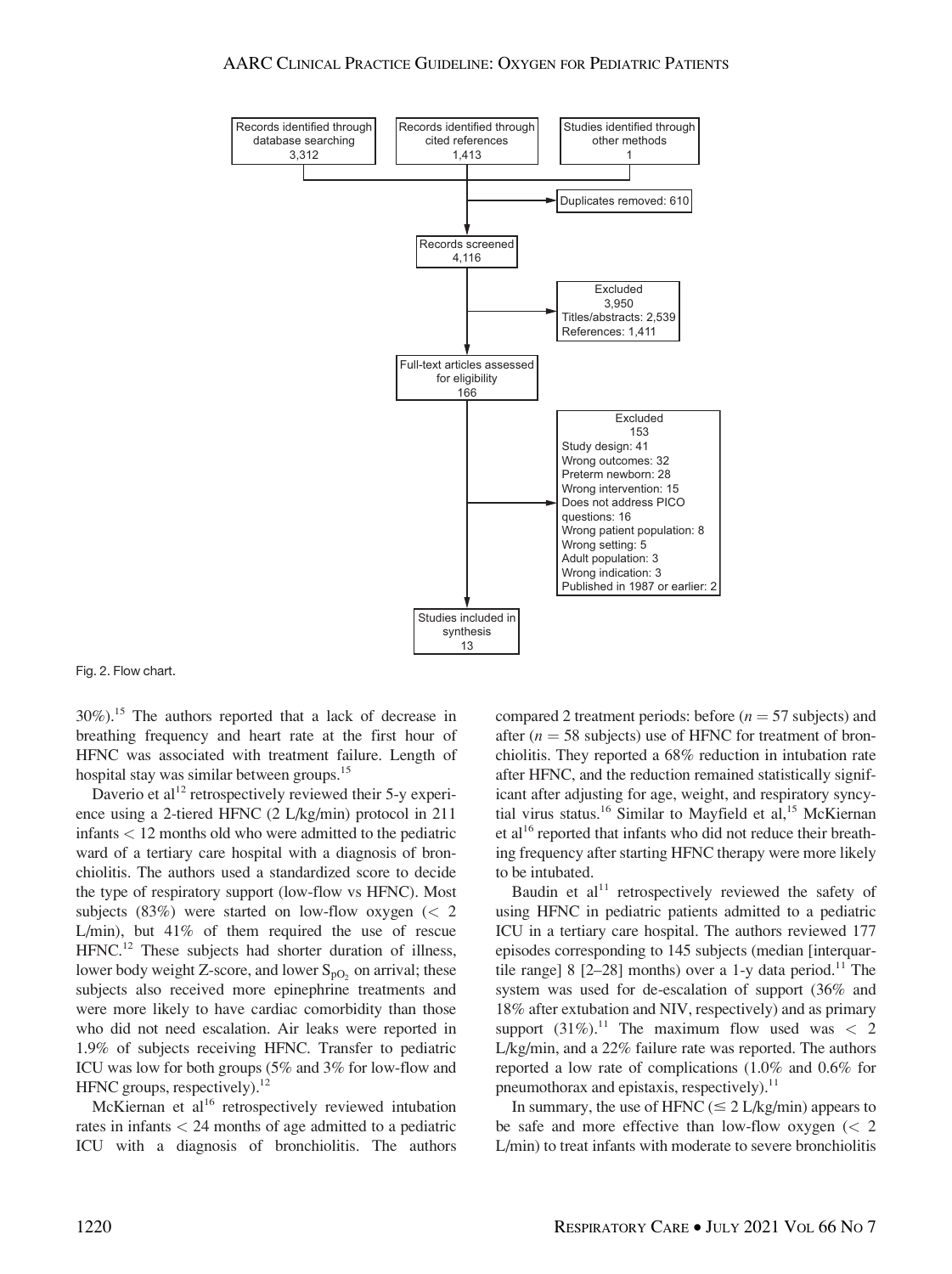Records identified through database searching 3,312

Records identified through cited references 1,413

Studies identified through other methods 1

Duplicates removed: 610

Records screened 4,116

Excluded 3,950
Titles/abstracts: 2,539
References: 1,411

Full-text articles assessed for eligibility 166

Excluded 153
Study design: 41
Wrong outcomes: 32
Preterm newborn: 28
Wrong intervention: 15
Does not address PICO questions: 16
Wrong patient population: 8
Wrong setting: 5
Adult population: 3
Wrong indication: 3
Published in 1987 or earlier: 2

Studies included in synthesis 13

Fig. 2. Flow chart.

30%).[15] The authors reported that a lack of decrease in breathing frequency and heart rate at the first hour of HFNC was associated with treatment failure. Length of hospital stay was similar between groups.[15]

Daverio et al[12] retrospectively reviewed their 5-y experience using a 2-tiered HFNC (2 L/kg/min) protocol in 211 infants < 12 months old who were admitted to the pediatric ward of a tertiary care hospital with a diagnosis of bronchiolitis. The authors used a standardized score to decide the type of respiratory support (low-flow vs HFNC). Most subjects (83%) were started on low-flow oxygen (< 2 L/min), but 41% of them required the use of rescue HFNC.[12] These subjects had shorter duration of illness, lower body weight Z-score, and lower $S_{pO_2}$ on arrival; these subjects also received more epinephrine treatments and were more likely to have cardiac comorbidity than those who did not need escalation. Air leaks were reported in 1.9% of subjects receiving HFNC. Transfer to pediatric ICU was low for both groups (5% and 3% for low-flow and HFNC groups, respectively).[12]

McKiernan et al[16] retrospectively reviewed intubation rates in infants < 24 months of age admitted to a pediatric ICU with a diagnosis of bronchiolitis. The authors compared 2 treatment periods: before ($n = 57$ subjects) and after ($n = 58$ subjects) use of HFNC for treatment of bronchiolitis. They reported a 68% reduction in intubation rate after HFNC, and the reduction remained statistically significant after adjusting for age, weight, and respiratory syncytial virus status.[16] Similar to Mayfield et al,[15] McKiernan et al[16] reported that infants who did not reduce their breathing frequency after starting HFNC therapy were more likely to be intubated.

Baudin et al[11] retrospectively reviewed the safety of using HFNC in pediatric patients admitted to a pediatric ICU in a tertiary care hospital. The authors reviewed 177 episodes corresponding to 145 subjects (median [interquartile range] 8 [2–28] months) over a 1-y data period.[11] The system was used for de-escalation of support (36% and 18% after extubation and NIV, respectively) and as primary support (31%).[11] The maximum flow used was < 2 L/kg/min, and a 22% failure rate was reported. The authors reported a low rate of complications (1.0% and 0.6% for pneumothorax and epistaxis, respectively).[11]

In summary, the use of HFNC (≤ 2 L/kg/min) appears to be safe and more effective than low-flow oxygen (< 2 L/min) to treat infants with moderate to severe bronchiolitis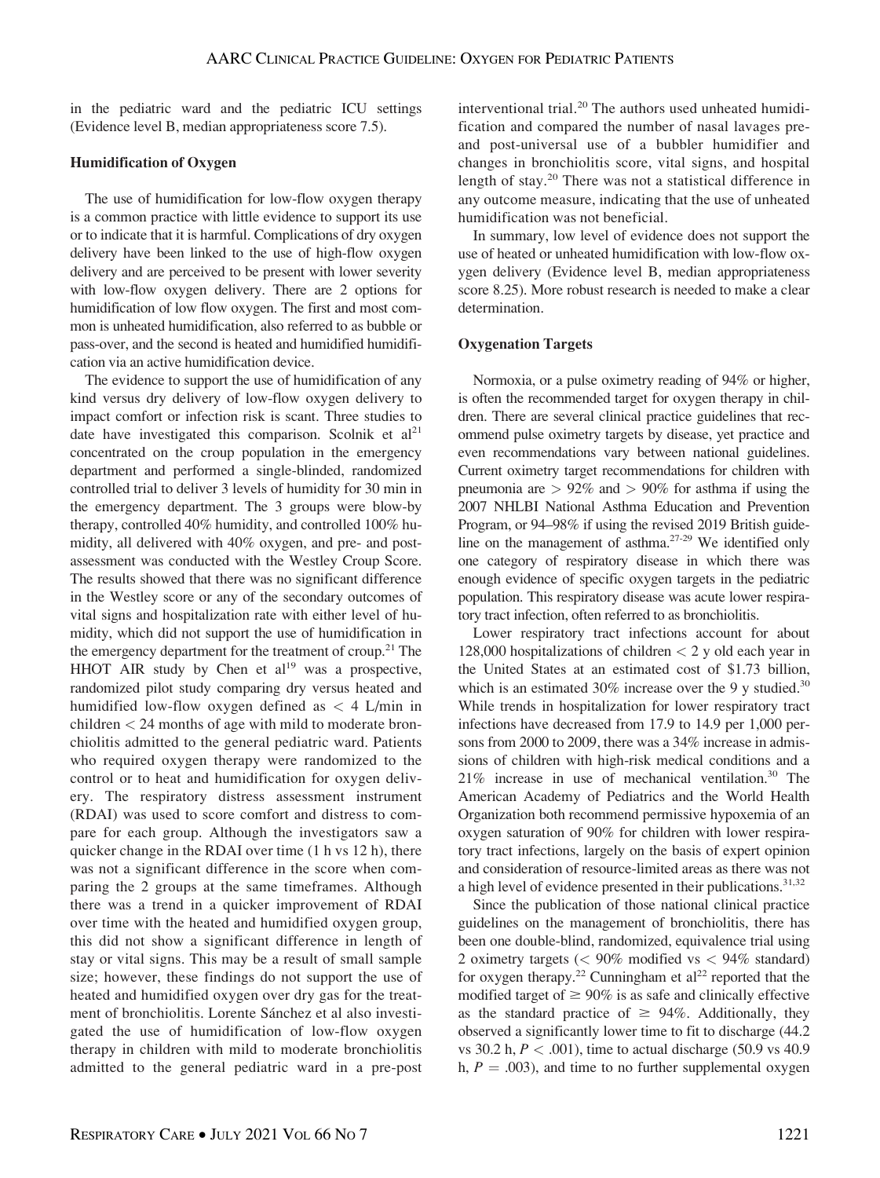in the pediatric ward and the pediatric ICU settings (Evidence level B, median appropriateness score 7.5).

### Humidification of Oxygen

The use of humidification for low-flow oxygen therapy is a common practice with little evidence to support its use or to indicate that it is harmful. Complications of dry oxygen delivery have been linked to the use of high-flow oxygen delivery and are perceived to be present with lower severity with low-flow oxygen delivery. There are 2 options for humidification of low flow oxygen. The first and most common is unheated humidification, also referred to as bubble or pass-over, and the second is heated and humidified humidification via an active humidification device.

The evidence to support the use of humidification of any kind versus dry delivery of low-flow oxygen delivery to impact comfort or infection risk is scant. Three studies to date have investigated this comparison. Scolnik et al[21] concentrated on the croup population in the emergency department and performed a single-blinded, randomized controlled trial to deliver 3 levels of humidity for 30 min in the emergency department. The 3 groups were blow-by therapy, controlled 40% humidity, and controlled 100% humidity, all delivered with 40% oxygen, and pre- and post-assessment was conducted with the Westley Croup Score. The results showed that there was no significant difference in the Westley score or any of the secondary outcomes of vital signs and hospitalization rate with either level of humidity, which did not support the use of humidification in the emergency department for the treatment of croup.[21] The HHOT AIR study by Chen et al[19] was a prospective, randomized pilot study comparing dry versus heated and humidified low-flow oxygen defined as < 4 L/min in children < 24 months of age with mild to moderate bronchiolitis admitted to the general pediatric ward. Patients who required oxygen therapy were randomized to the control or to heat and humidification for oxygen delivery. The respiratory distress assessment instrument (RDAI) was used to score comfort and distress to compare for each group. Although the investigators saw a quicker change in the RDAI over time (1 h vs 12 h), there was not a significant difference in the score when comparing the 2 groups at the same timeframes. Although there was a trend in a quicker improvement of RDAI over time with the heated and humidified oxygen group, this did not show a significant difference in length of stay or vital signs. This may be a result of small sample size; however, these findings do not support the use of heated and humidified oxygen over dry gas for the treatment of bronchiolitis. Lorente Sánchez et al also investigated the use of humidification of low-flow oxygen therapy in children with mild to moderate bronchiolitis admitted to the general pediatric ward in a pre-post interventional trial.[20] The authors used unheated humidification and compared the number of nasal lavages pre- and post-universal use of a bubbler humidifier and changes in bronchiolitis score, vital signs, and hospital length of stay.[20] There was not a statistical difference in any outcome measure, indicating that the use of unheated humidification was not beneficial.

In summary, low level of evidence does not support the use of heated or unheated humidification with low-flow oxygen delivery (Evidence level B, median appropriateness score 8.25). More robust research is needed to make a clear determination.

### Oxygenation Targets

Normoxia, or a pulse oximetry reading of 94% or higher, is often the recommended target for oxygen therapy in children. There are several clinical practice guidelines that recommend pulse oximetry targets by disease, yet practice and even recommendations vary between national guidelines. Current oximetry target recommendations for children with pneumonia are > 92% and > 90% for asthma if using the 2007 NHLBI National Asthma Education and Prevention Program, or 94–98% if using the revised 2019 British guideline on the management of asthma.[27-29] We identified only one category of respiratory disease in which there was enough evidence of specific oxygen targets in the pediatric population. This respiratory disease was acute lower respiratory tract infection, often referred to as bronchiolitis.

Lower respiratory tract infections account for about 128,000 hospitalizations of children < 2 y old each year in the United States at an estimated cost of $1.73 billion, which is an estimated 30% increase over the 9 y studied.[30] While trends in hospitalization for lower respiratory tract infections have decreased from 17.9 to 14.9 per 1,000 persons from 2000 to 2009, there was a 34% increase in admissions of children with high-risk medical conditions and a 21% increase in use of mechanical ventilation.[30] The American Academy of Pediatrics and the World Health Organization both recommend permissive hypoxemia of an oxygen saturation of 90% for children with lower respiratory tract infections, largely on the basis of expert opinion and consideration of resource-limited areas as there was not a high level of evidence presented in their publications.[31,32]

Since the publication of those national clinical practice guidelines on the management of bronchiolitis, there has been one double-blind, randomized, equivalence trial using 2 oximetry targets (< 90% modified vs < 94% standard) for oxygen therapy.[22] Cunningham et al[22] reported that the modified target of ≥ 90% is as safe and clinically effective as the standard practice of ≥ 94%. Additionally, they observed a significantly lower time to fit to discharge (44.2 vs 30.2 h, $P < .001$), time to actual discharge (50.9 vs 40.9 h, $P = .003$), and time to no further supplemental oxygen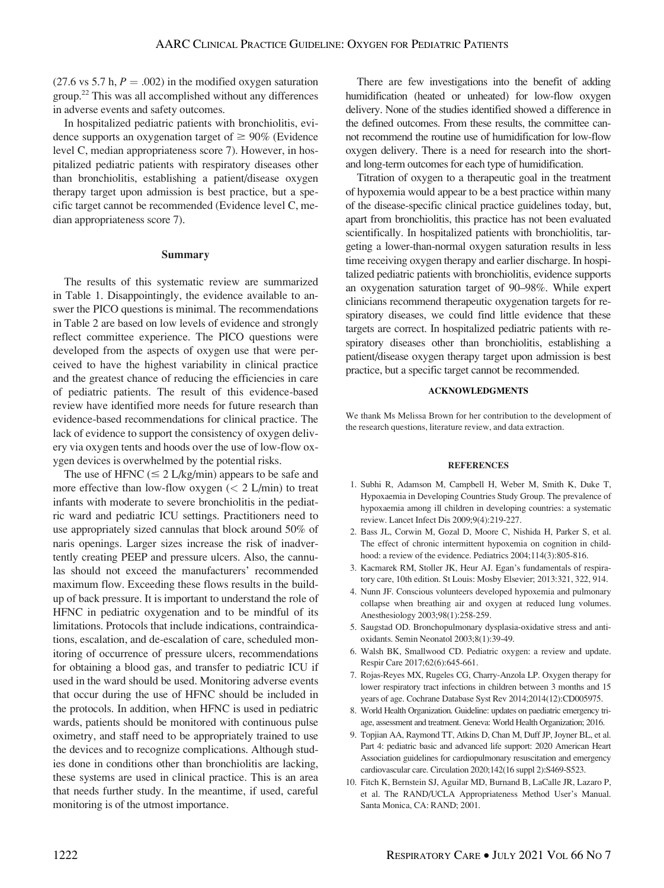(27.6 vs 5.7 h, $P = .002$) in the modified oxygen saturation group.[22] This was all accomplished without any differences in adverse events and safety outcomes.

In hospitalized pediatric patients with bronchiolitis, evidence supports an oxygenation target of $\geq 90\%$ (Evidence level C, median appropriateness score 7). However, in hospitalized pediatric patients with respiratory diseases other than bronchiolitis, establishing a patient/disease oxygen therapy target upon admission is best practice, but a specific target cannot be recommended (Evidence level C, median appropriateness score 7).

## Summary

The results of this systematic review are summarized in Table 1. Disappointingly, the evidence available to answer the PICO questions is minimal. The recommendations in Table 2 are based on low levels of evidence and strongly reflect committee experience. The PICO questions were developed from the aspects of oxygen use that were perceived to have the highest variability in clinical practice and the greatest chance of reducing the efficiencies in care of pediatric patients. The result of this evidence-based review have identified more needs for future research than evidence-based recommendations for clinical practice. The lack of evidence to support the consistency of oxygen delivery via oxygen tents and hoods over the use of low-flow oxygen devices is overwhelmed by the potential risks.

The use of HFNC ($\leq 2$ L/kg/min) appears to be safe and more effective than low-flow oxygen ($< 2$ L/min) to treat infants with moderate to severe bronchiolitis in the pediatric ward and pediatric ICU settings. Practitioners need to use appropriately sized cannulas that block around 50% of naris openings. Larger sizes increase the risk of inadvertently creating PEEP and pressure ulcers. Also, the cannulas should not exceed the manufacturers' recommended maximum flow. Exceeding these flows results in the build-up of back pressure. It is important to understand the role of HFNC in pediatric oxygenation and to be mindful of its limitations. Protocols that include indications, contraindications, escalation, and de-escalation of care, scheduled monitoring of occurrence of pressure ulcers, recommendations for obtaining a blood gas, and transfer to pediatric ICU if used in the ward should be used. Monitoring adverse events that occur during the use of HFNC should be included in the protocols. In addition, when HFNC is used in pediatric wards, patients should be monitored with continuous pulse oximetry, and staff need to be appropriately trained to use the devices and to recognize complications. Although studies done in conditions other than bronchiolitis are lacking, these systems are used in clinical practice. This is an area that needs further study. In the meantime, if used, careful monitoring is of the utmost importance.

There are few investigations into the benefit of adding humidification (heated or unheated) for low-flow oxygen delivery. None of the studies identified showed a difference in the defined outcomes. From these results, the committee cannot recommend the routine use of humidification for low-flow oxygen delivery. There is a need for research into the short- and long-term outcomes for each type of humidification.

Titration of oxygen to a therapeutic goal in the treatment of hypoxemia would appear to be a best practice within many of the disease-specific clinical practice guidelines today, but, apart from bronchiolitis, this practice has not been evaluated scientifically. In hospitalized patients with bronchiolitis, targeting a lower-than-normal oxygen saturation results in less time receiving oxygen therapy and earlier discharge. In hospitalized pediatric patients with bronchiolitis, evidence supports an oxygenation saturation target of 90–98%. While expert clinicians recommend therapeutic oxygenation targets for respiratory diseases, we could find little evidence that these targets are correct. In hospitalized pediatric patients with respiratory diseases other than bronchiolitis, establishing a patient/disease oxygen therapy target upon admission is best practice, but a specific target cannot be recommended.

#### ACKNOWLEDGMENTS

We thank Ms Melissa Brown for her contribution to the development of the research questions, literature review, and data extraction.

#### REFERENCES

1. Subhi R, Adamson M, Campbell H, Weber M, Smith K, Duke T, Hypoxaemia in Developing Countries Study Group. The prevalence of hypoxaemia among ill children in developing countries: a systematic review. Lancet Infect Dis 2009;9(4):219-227.
2. Bass JL, Corwin M, Gozal D, Moore C, Nishida H, Parker S, et al. The effect of chronic intermittent hypoxemia on cognition in childhood: a review of the evidence. Pediatrics 2004;114(3):805-816.
3. Kacmarek RM, Stoller JK, Heur AJ. Egan's fundamentals of respiratory care, 10th edition. St Louis: Mosby Elsevier; 2013:321, 322, 914.
4. Nunn JF. Conscious volunteers developed hypoxemia and pulmonary collapse when breathing air and oxygen at reduced lung volumes. Anesthesiology 2003;98(1):258-259.
5. Saugstad OD. Bronchopulmonary dysplasia-oxidative stress and antioxidants. Semin Neonatol 2003;8(1):39-49.
6. Walsh BK, Smallwood CD. Pediatric oxygen: a review and update. Respir Care 2017;62(6):645-661.
7. Rojas-Reyes MX, Rugeles CG, Charry-Anzola LP. Oxygen therapy for lower respiratory tract infections in children between 3 months and 15 years of age. Cochrane Database Syst Rev 2014;2014(12):CD005975.
8. World Health Organization. Guideline: updates on paediatric emergency triage, assessment and treatment. Geneva: World Health Organization; 2016.
9. Topjian AA, Raymond TT, Atkins D, Chan M, Duff JP, Joyner BL, et al. Part 4: pediatric basic and advanced life support: 2020 American Heart Association guidelines for cardiopulmonary resuscitation and emergency cardiovascular care. Circulation 2020;142(16 suppl 2):S469-S523.
10. Fitch K, Bernstein SJ, Aguilar MD, Burnand B, LaCalle JR, Lazaro P, et al. The RAND/UCLA Appropriateness Method User's Manual. Santa Monica, CA: RAND; 2001.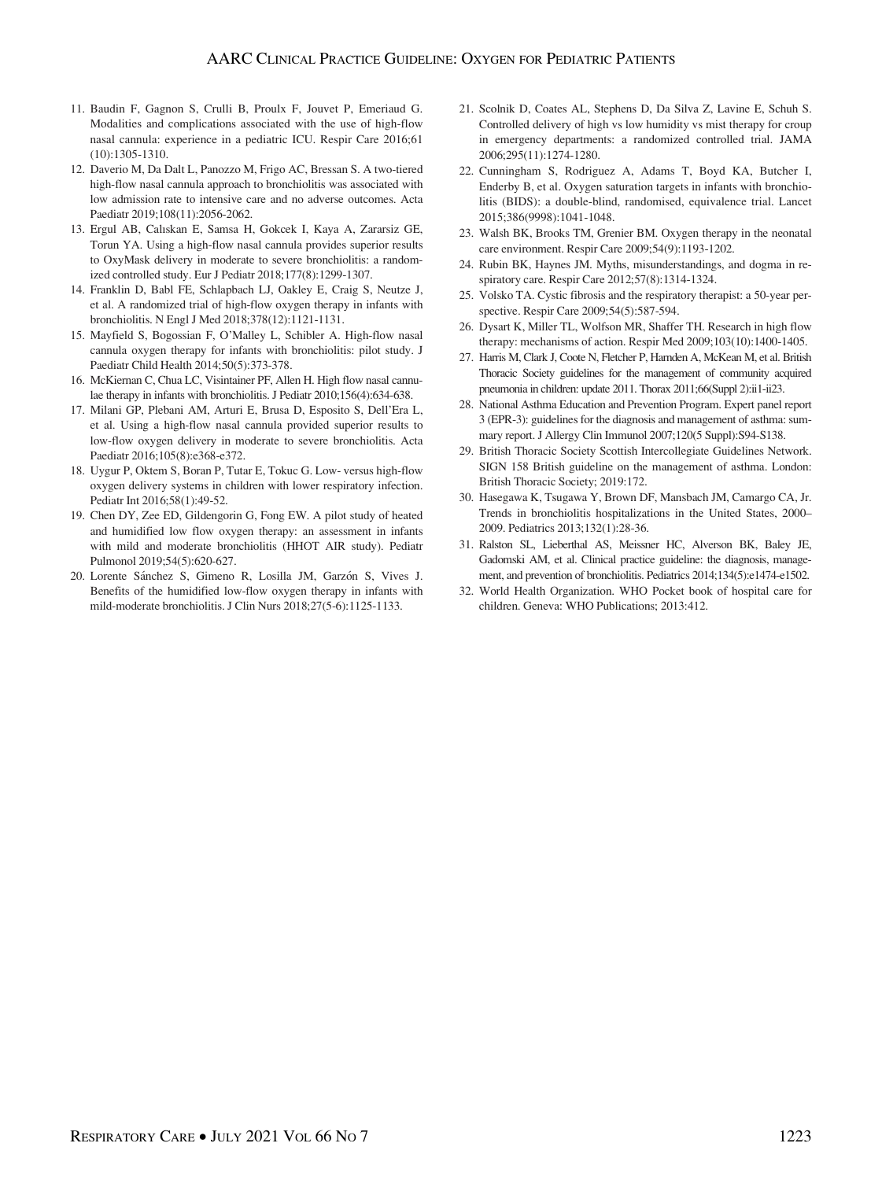11. Baudin F, Gagnon S, Crulli B, Proulx F, Jouvet P, Emeriaud G. Modalities and complications associated with the use of high-flow nasal cannula: experience in a pediatric ICU. Respir Care 2016;61(10):1305-1310.
12. Daverio M, Da Dalt L, Panozzo M, Frigo AC, Bressan S. A two-tiered high-flow nasal cannula approach to bronchiolitis was associated with low admission rate to intensive care and no adverse outcomes. Acta Paediatr 2019;108(11):2056-2062.
13. Ergul AB, Calıskan E, Samsa H, Gokcek I, Kaya A, Zararsiz GE, Torun YA. Using a high-flow nasal cannula provides superior results to OxyMask delivery in moderate to severe bronchiolitis: a randomized controlled study. Eur J Pediatr 2018;177(8):1299-1307.
14. Franklin D, Babl FE, Schlapbach LJ, Oakley E, Craig S, Neutze J, et al. A randomized trial of high-flow oxygen therapy in infants with bronchiolitis. N Engl J Med 2018;378(12):1121-1131.
15. Mayfield S, Bogossian F, O'Malley L, Schibler A. High-flow nasal cannula oxygen therapy for infants with bronchiolitis: pilot study. J Paediatr Child Health 2014;50(5):373-378.
16. McKiernan C, Chua LC, Visintainer PF, Allen H. High flow nasal cannulae therapy in infants with bronchiolitis. J Pediatr 2010;156(4):634-638.
17. Milani GP, Plebani AM, Arturi E, Brusa D, Esposito S, Dell'Era L, et al. Using a high-flow nasal cannula provided superior results to low-flow oxygen delivery in moderate to severe bronchiolitis. Acta Paediatr 2016;105(8):e368-e372.
18. Uygur P, Oktem S, Boran P, Tutar E, Tokuc G. Low- versus high-flow oxygen delivery systems in children with lower respiratory infection. Pediatr Int 2016;58(1):49-52.
19. Chen DY, Zee ED, Gildengorin G, Fong EW. A pilot study of heated and humidified low flow oxygen therapy: an assessment in infants with mild and moderate bronchiolitis (HHOT AIR study). Pediatr Pulmonol 2019;54(5):620-627.
20. Lorente Sánchez S, Gimeno R, Losilla JM, Garzón S, Vives J. Benefits of the humidified low-flow oxygen therapy in infants with mild-moderate bronchiolitis. J Clin Nurs 2018;27(5-6):1125-1133.
21. Scolnik D, Coates AL, Stephens D, Da Silva Z, Lavine E, Schuh S. Controlled delivery of high vs low humidity vs mist therapy for croup in emergency departments: a randomized controlled trial. JAMA 2006;295(11):1274-1280.
22. Cunningham S, Rodriguez A, Adams T, Boyd KA, Butcher I, Enderby B, et al. Oxygen saturation targets in infants with bronchiolitis (BIDS): a double-blind, randomised, equivalence trial. Lancet 2015;386(9998):1041-1048.
23. Walsh BK, Brooks TM, Grenier BM. Oxygen therapy in the neonatal care environment. Respir Care 2009;54(9):1193-1202.
24. Rubin BK, Haynes JM. Myths, misunderstandings, and dogma in respiratory care. Respir Care 2012;57(8):1314-1324.
25. Volsko TA. Cystic fibrosis and the respiratory therapist: a 50-year perspective. Respir Care 2009;54(5):587-594.
26. Dysart K, Miller TL, Wolfson MR, Shaffer TH. Research in high flow therapy: mechanisms of action. Respir Med 2009;103(10):1400-1405.
27. Harris M, Clark J, Coote N, Fletcher P, Harnden A, McKean M, et al. British Thoracic Society guidelines for the management of community acquired pneumonia in children: update 2011. Thorax 2011;66(Suppl 2):ii1-ii23.
28. National Asthma Education and Prevention Program. Expert panel report 3 (EPR-3): guidelines for the diagnosis and management of asthma: summary report. J Allergy Clin Immunol 2007;120(5 Suppl):S94-S138.
29. British Thoracic Society Scottish Intercollegiate Guidelines Network. SIGN 158 British guideline on the management of asthma. London: British Thoracic Society; 2019:172.
30. Hasegawa K, Tsugawa Y, Brown DF, Mansbach JM, Camargo CA, Jr. Trends in bronchiolitis hospitalizations in the United States, 2000–2009. Pediatrics 2013;132(1):28-36.
31. Ralston SL, Lieberthal AS, Meissner HC, Alverson BK, Baley JE, Gadomski AM, et al. Clinical practice guideline: the diagnosis, management, and prevention of bronchiolitis. Pediatrics 2014;134(5):e1474-e1502.
32. World Health Organization. WHO Pocket book of hospital care for children. Geneva: WHO Publications; 2013:412.